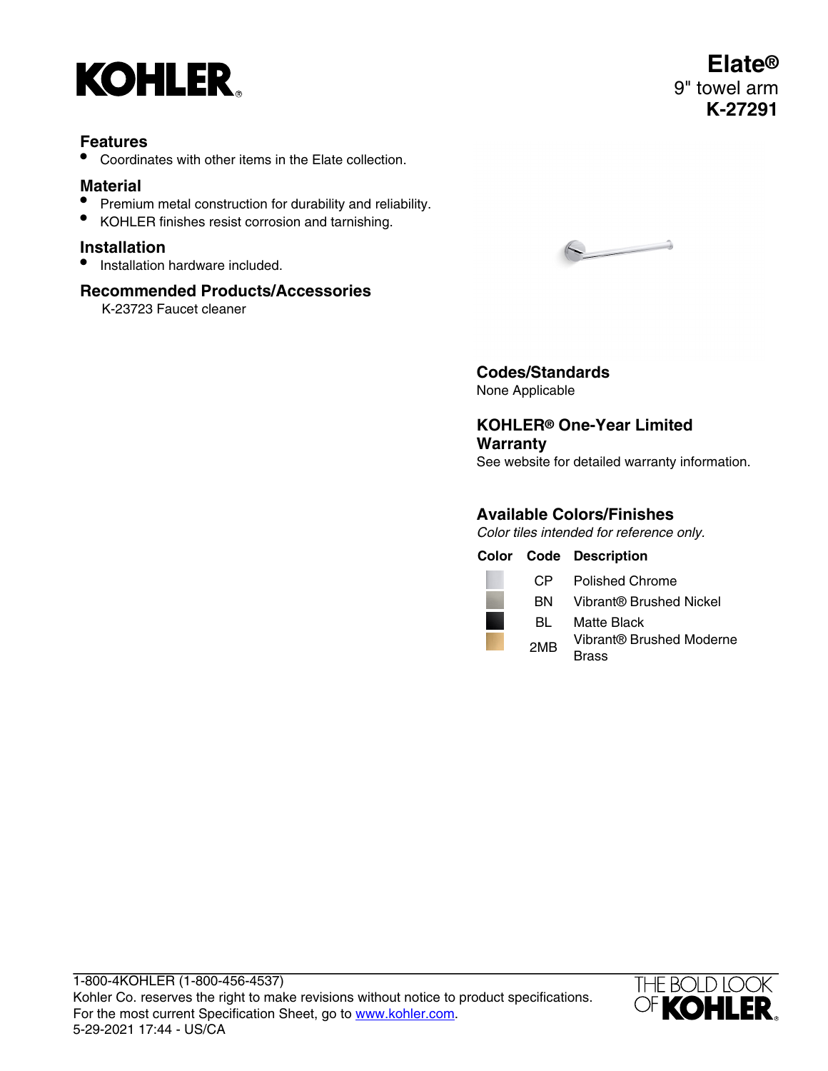KOHLER

# Elate®

9" towel arm

**K-27291**

## Features

- Coordinates with other items in the Elate collection.

## Material

- Premium metal construction for durability and reliability.
- KOHLER finishes resist corrosion and tarnishing.

## Installation

- Installation hardware included.

## Recommended Products/Accessories

K-23723 Faucet cleaner

## Codes/Standards

None Applicable

## KOHLER® One-Year Limited Warranty

See website for detailed warranty information.

## Available Colors/Finishes

*Color tiles intended for reference only.*

| Color | Code | Description |
|---|---|---|
| | CP | Polished Chrome |
| | BN | Vibrant® Brushed Nickel |
| | BL | Matte Black |
| | 2MB | Vibrant® Brushed Moderne Brass |

1-800-4KOHLER (1-800-456-4537)
Kohler Co. reserves the right to make revisions without notice to product specifications.
For the most current Specification Sheet, go to www.kohler.com.
5-29-2021 17:44 - US/CA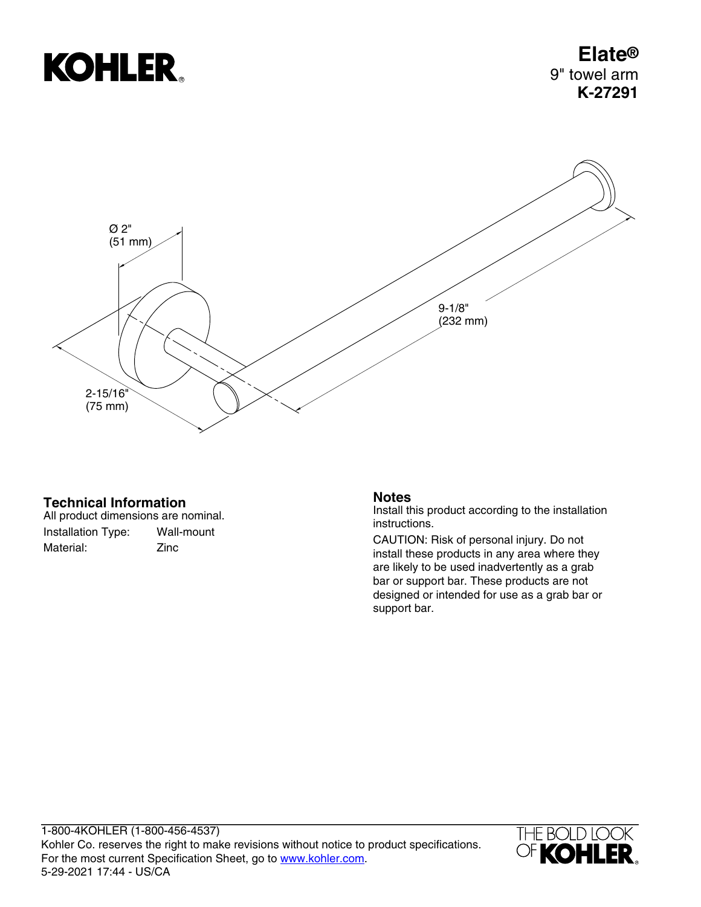# KOHLER

**Elate®**
9" towel arm
**K-27291**

Ø 2"
(51 mm)

9-1/8"
(232 mm)

2-15/16"
(75 mm)

## Technical Information

All product dimensions are nominal.

| | |
|---|---|
| Installation Type: | Wall-mount |
| Material: | Zinc |

## Notes

Install this product according to the installation instructions.

CAUTION: Risk of personal injury. Do not install these products in any area where they are likely to be used inadvertently as a grab bar or support bar. These products are not designed or intended for use as a grab bar or support bar.

1-800-4KOHLER (1-800-456-4537)
Kohler Co. reserves the right to make revisions without notice to product specifications.
For the most current Specification Sheet, go to www.kohler.com.
5-29-2021 17:44 - US/CA

THE BOLD LOOK OF KOHLER.